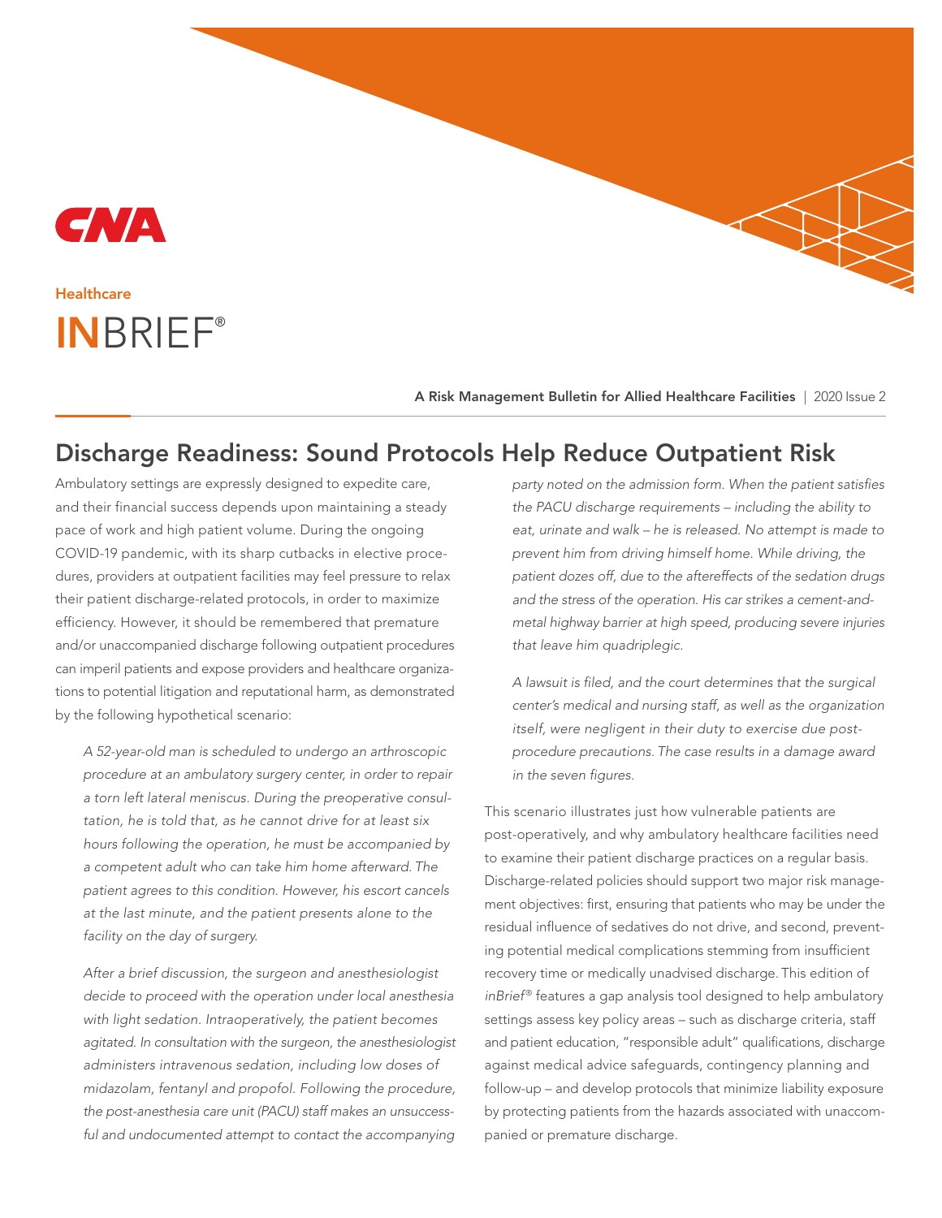CNA

Healthcare

# INBRIEF®

**A Risk Management Bulletin for Allied Healthcare Facilities** | 2020 Issue 2

## Discharge Readiness: Sound Protocols Help Reduce Outpatient Risk

Ambulatory settings are expressly designed to expedite care, and their financial success depends upon maintaining a steady pace of work and high patient volume. During the ongoing COVID-19 pandemic, with its sharp cutbacks in elective procedures, providers at outpatient facilities may feel pressure to relax their patient discharge-related protocols, in order to maximize efficiency. However, it should be remembered that premature and/or unaccompanied discharge following outpatient procedures can imperil patients and expose providers and healthcare organizations to potential litigation and reputational harm, as demonstrated by the following hypothetical scenario:

*A 52-year-old man is scheduled to undergo an arthroscopic procedure at an ambulatory surgery center, in order to repair a torn left lateral meniscus. During the preoperative consultation, he is told that, as he cannot drive for at least six hours following the operation, he must be accompanied by a competent adult who can take him home afterward. The patient agrees to this condition. However, his escort cancels at the last minute, and the patient presents alone to the facility on the day of surgery.*

*After a brief discussion, the surgeon and anesthesiologist decide to proceed with the operation under local anesthesia with light sedation. Intraoperatively, the patient becomes agitated. In consultation with the surgeon, the anesthesiologist administers intravenous sedation, including low doses of midazolam, fentanyl and propofol. Following the procedure, the post-anesthesia care unit (PACU) staff makes an unsuccessful and undocumented attempt to contact the accompanying party noted on the admission form. When the patient satisfies the PACU discharge requirements – including the ability to eat, urinate and walk – he is released. No attempt is made to prevent him from driving himself home. While driving, the patient dozes off, due to the aftereffects of the sedation drugs and the stress of the operation. His car strikes a cement-and-metal highway barrier at high speed, producing severe injuries that leave him quadriplegic.*

*A lawsuit is filed, and the court determines that the surgical center's medical and nursing staff, as well as the organization itself, were negligent in their duty to exercise due post-procedure precautions. The case results in a damage award in the seven figures.*

This scenario illustrates just how vulnerable patients are post-operatively, and why ambulatory healthcare facilities need to examine their patient discharge practices on a regular basis. Discharge-related policies should support two major risk management objectives: first, ensuring that patients who may be under the residual influence of sedatives do not drive, and second, preventing potential medical complications stemming from insufficient recovery time or medically unadvised discharge. This edition of *inBrief®* features a gap analysis tool designed to help ambulatory settings assess key policy areas – such as discharge criteria, staff and patient education, "responsible adult" qualifications, discharge against medical advice safeguards, contingency planning and follow-up – and develop protocols that minimize liability exposure by protecting patients from the hazards associated with unaccompanied or premature discharge.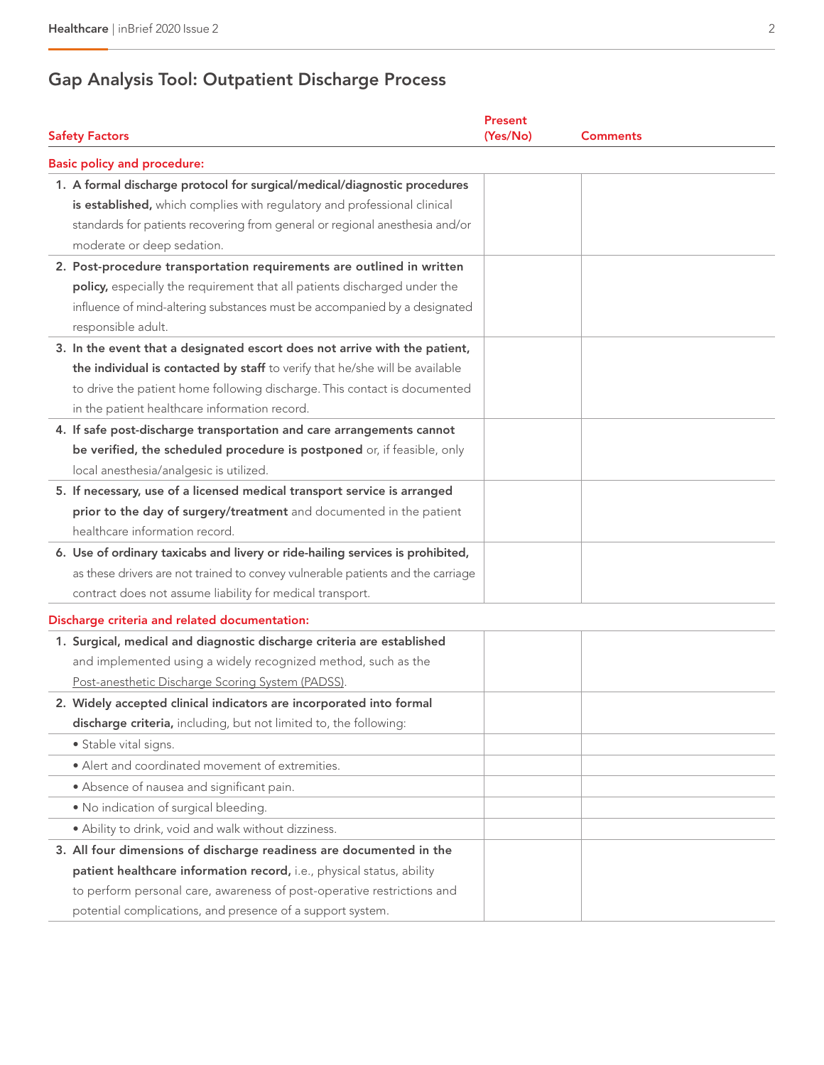## Gap Analysis Tool: Outpatient Discharge Process

| Safety Factors | Present (Yes/No) | Comments |
|---|---|---|
| **Basic policy and procedure:** | | |
| 1. **A formal discharge protocol for surgical/medical/diagnostic procedures is established,** which complies with regulatory and professional clinical standards for patients recovering from general or regional anesthesia and/or moderate or deep sedation. | | |
| 2. **Post-procedure transportation requirements are outlined in written policy,** especially the requirement that all patients discharged under the influence of mind-altering substances must be accompanied by a designated responsible adult. | | |
| 3. **In the event that a designated escort does not arrive with the patient, the individual is contacted by staff** to verify that he/she will be available to drive the patient home following discharge. This contact is documented in the patient healthcare information record. | | |
| 4. **If safe post-discharge transportation and care arrangements cannot be verified, the scheduled procedure is postponed** or, if feasible, only local anesthesia/analgesic is utilized. | | |
| 5. **If necessary, use of a licensed medical transport service is arranged prior to the day of surgery/treatment** and documented in the patient healthcare information record. | | |
| 6. **Use of ordinary taxicabs and livery or ride-hailing services is prohibited,** as these drivers are not trained to convey vulnerable patients and the carriage contract does not assume liability for medical transport. | | |
| **Discharge criteria and related documentation:** | | |
| 1. **Surgical, medical and diagnostic discharge criteria are established** and implemented using a widely recognized method, such as the Post-anesthetic Discharge Scoring System (PADSS). | | |
| 2. **Widely accepted clinical indicators are incorporated into formal discharge criteria,** including, but not limited to, the following: | | |
| • Stable vital signs. | | |
| • Alert and coordinated movement of extremities. | | |
| • Absence of nausea and significant pain. | | |
| • No indication of surgical bleeding. | | |
| • Ability to drink, void and walk without dizziness. | | |
| 3. **All four dimensions of discharge readiness are documented in the patient healthcare information record,** i.e., physical status, ability to perform personal care, awareness of post-operative restrictions and potential complications, and presence of a support system. | | |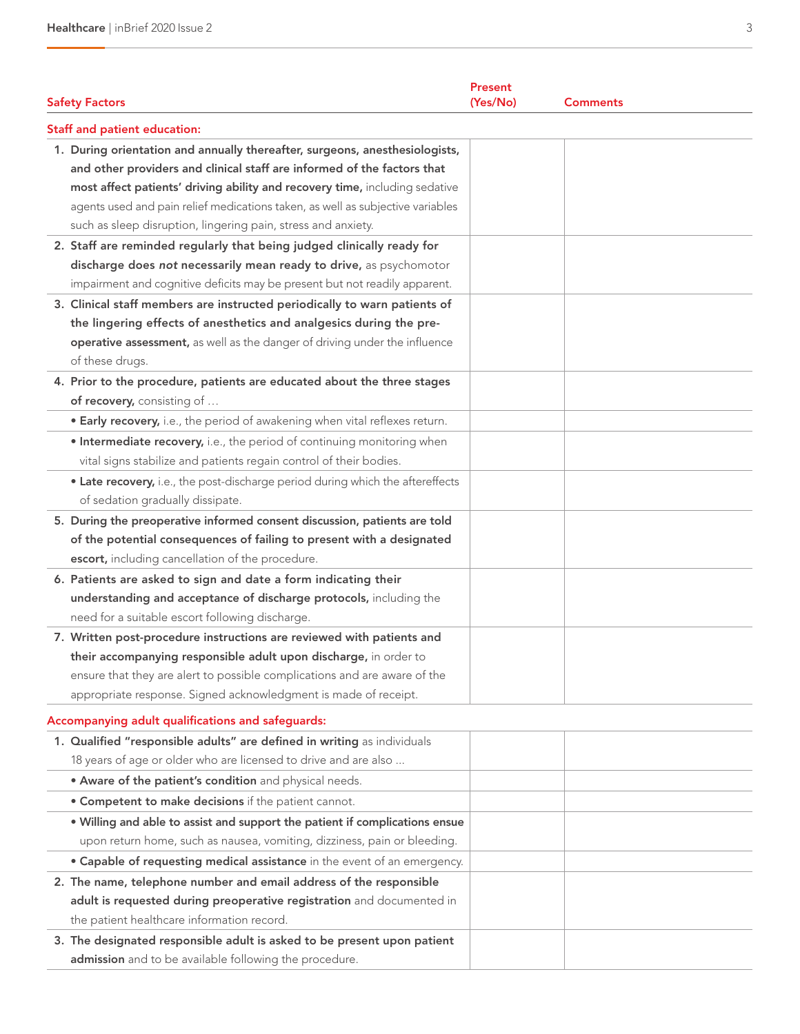| Safety Factors | Present (Yes/No) | Comments |
|---|---|---|
| **Staff and patient education:** | | |
| 1. **During orientation and annually thereafter, surgeons, anesthesiologists, and other providers and clinical staff are informed of the factors that most affect patients' driving ability and recovery time,** including sedative agents used and pain relief medications taken, as well as subjective variables such as sleep disruption, lingering pain, stress and anxiety. | | |
| 2. **Staff are reminded regularly that being judged clinically ready for discharge does *not* necessarily mean ready to drive,** as psychomotor impairment and cognitive deficits may be present but not readily apparent. | | |
| 3. **Clinical staff members are instructed periodically to warn patients of the lingering effects of anesthetics and analgesics during the pre-operative assessment,** as well as the danger of driving under the influence of these drugs. | | |
| 4. **Prior to the procedure, patients are educated about the three stages of recovery,** consisting of … | | |
| • **Early recovery,** i.e., the period of awakening when vital reflexes return. | | |
| • **Intermediate recovery,** i.e., the period of continuing monitoring when vital signs stabilize and patients regain control of their bodies. | | |
| • **Late recovery,** i.e., the post-discharge period during which the aftereffects of sedation gradually dissipate. | | |
| 5. **During the preoperative informed consent discussion, patients are told of the potential consequences of failing to present with a designated escort,** including cancellation of the procedure. | | |
| 6. **Patients are asked to sign and date a form indicating their understanding and acceptance of discharge protocols,** including the need for a suitable escort following discharge. | | |
| 7. **Written post-procedure instructions are reviewed with patients and their accompanying responsible adult upon discharge,** in order to ensure that they are alert to possible complications and are aware of the appropriate response. Signed acknowledgment is made of receipt. | | |
| **Accompanying adult qualifications and safeguards:** | | |
| 1. **Qualified "responsible adults" are defined in writing** as individuals 18 years of age or older who are licensed to drive and are also … | | |
| • **Aware of the patient's condition** and physical needs. | | |
| • **Competent to make decisions** if the patient cannot. | | |
| • **Willing and able to assist and support the patient if complications ensue** upon return home, such as nausea, vomiting, dizziness, pain or bleeding. | | |
| • **Capable of requesting medical assistance** in the event of an emergency. | | |
| 2. **The name, telephone number and email address of the responsible adult is requested during preoperative registration** and documented in the patient healthcare information record. | | |
| 3. **The designated responsible adult is asked to be present upon patient admission** and to be available following the procedure. | | |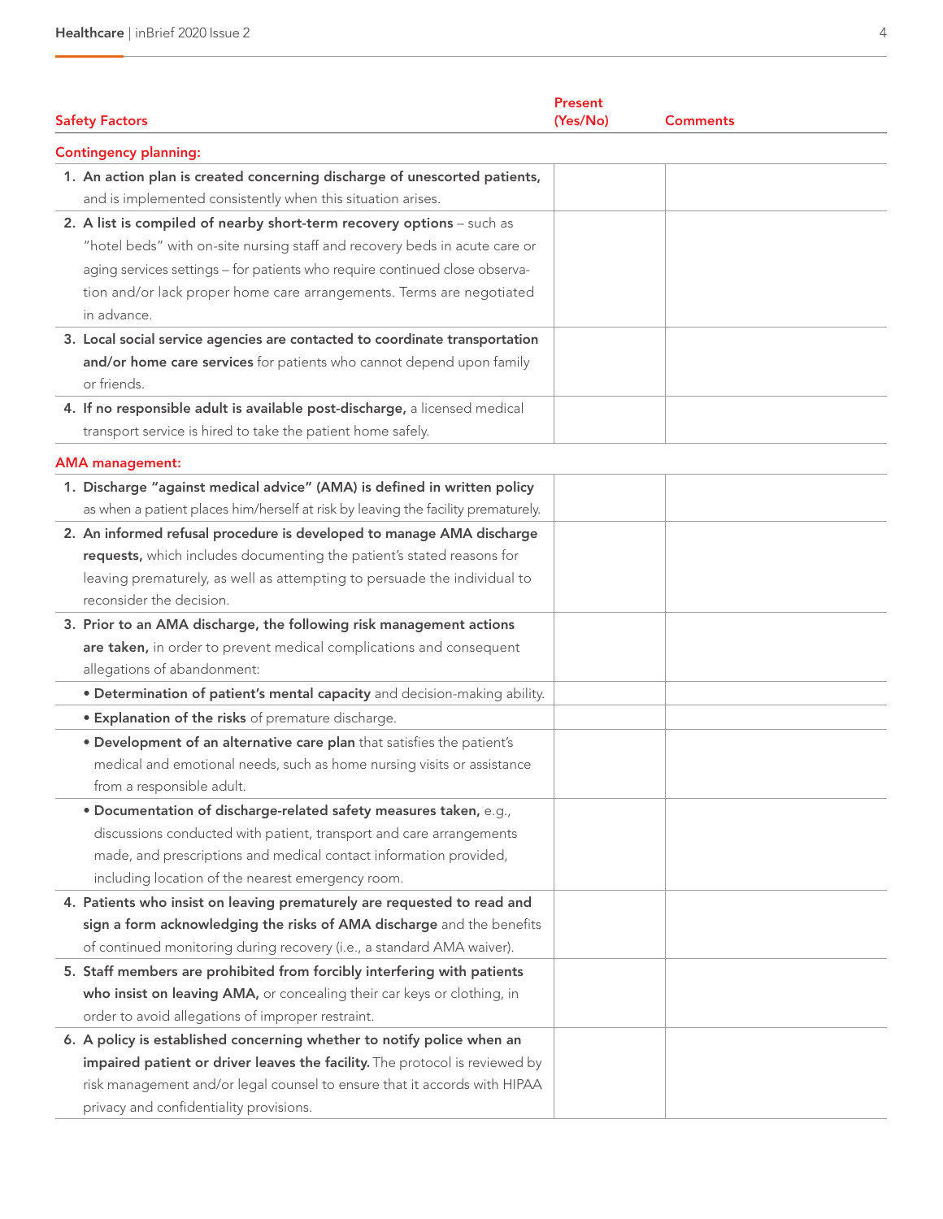| Safety Factors | Present (Yes/No) | Comments |
|---|---|---|
| **Contingency planning:** | | |
| 1. **An action plan is created concerning discharge of unescorted patients,** and is implemented consistently when this situation arises. | | |
| 2. **A list is compiled of nearby short-term recovery options** – such as "hotel beds" with on-site nursing staff and recovery beds in acute care or aging services settings – for patients who require continued close observation and/or lack proper home care arrangements. Terms are negotiated in advance. | | |
| 3. **Local social service agencies are contacted to coordinate transportation and/or home care services** for patients who cannot depend upon family or friends. | | |
| 4. **If no responsible adult is available post-discharge,** a licensed medical transport service is hired to take the patient home safely. | | |
| **AMA management:** | | |
| 1. **Discharge "against medical advice" (AMA) is defined in written policy** as when a patient places him/herself at risk by leaving the facility prematurely. | | |
| 2. **An informed refusal procedure is developed to manage AMA discharge requests,** which includes documenting the patient's stated reasons for leaving prematurely, as well as attempting to persuade the individual to reconsider the decision. | | |
| 3. **Prior to an AMA discharge, the following risk management actions are taken,** in order to prevent medical complications and consequent allegations of abandonment: | | |
| • **Determination of patient's mental capacity** and decision-making ability. | | |
| • **Explanation of the risks** of premature discharge. | | |
| • **Development of an alternative care plan** that satisfies the patient's medical and emotional needs, such as home nursing visits or assistance from a responsible adult. | | |
| • **Documentation of discharge-related safety measures taken,** e.g., discussions conducted with patient, transport and care arrangements made, and prescriptions and medical contact information provided, including location of the nearest emergency room. | | |
| 4. **Patients who insist on leaving prematurely are requested to read and sign a form acknowledging the risks of AMA discharge** and the benefits of continued monitoring during recovery (i.e., a standard AMA waiver). | | |
| 5. **Staff members are prohibited from forcibly interfering with patients who insist on leaving AMA,** or concealing their car keys or clothing, in order to avoid allegations of improper restraint. | | |
| 6. **A policy is established concerning whether to notify police when an impaired patient or driver leaves the facility.** The protocol is reviewed by risk management and/or legal counsel to ensure that it accords with HIPAA privacy and confidentiality provisions. | | |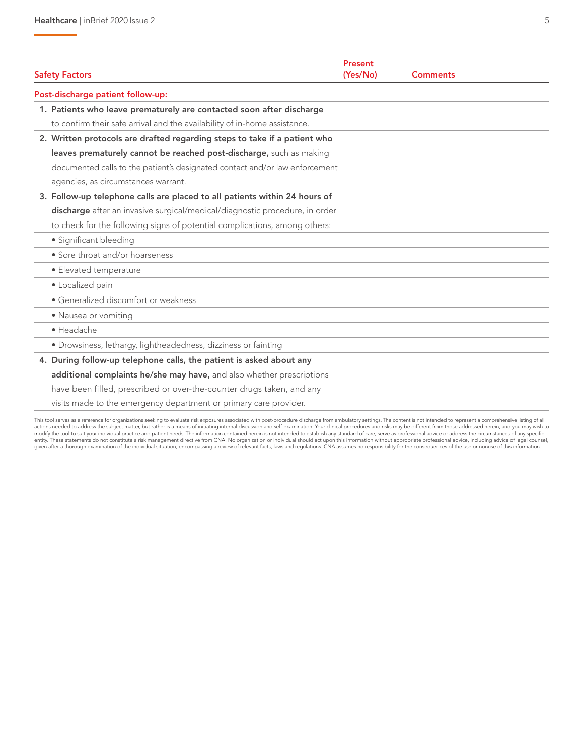| Safety Factors | Present (Yes/No) | Comments |
|---|---|---|
| **Post-discharge patient follow-up:** | | |
| 1. **Patients who leave prematurely are contacted soon after discharge** to confirm their safe arrival and the availability of in-home assistance. | | |
| 2. **Written protocols are drafted regarding steps to take if a patient who leaves prematurely cannot be reached post-discharge,** such as making documented calls to the patient's designated contact and/or law enforcement agencies, as circumstances warrant. | | |
| 3. **Follow-up telephone calls are placed to all patients within 24 hours of discharge** after an invasive surgical/medical/diagnostic procedure, in order to check for the following signs of potential complications, among others: | | |
| • Significant bleeding | | |
| • Sore throat and/or hoarseness | | |
| • Elevated temperature | | |
| • Localized pain | | |
| • Generalized discomfort or weakness | | |
| • Nausea or vomiting | | |
| • Headache | | |
| • Drowsiness, lethargy, lightheadedness, dizziness or fainting | | |
| 4. **During follow-up telephone calls, the patient is asked about any additional complaints he/she may have,** and also whether prescriptions have been filled, prescribed or over-the-counter drugs taken, and any visits made to the emergency department or primary care provider. | | |

This tool serves as a reference for organizations seeking to evaluate risk exposures associated with post-procedure discharge from ambulatory settings. The content is not intended to represent a comprehensive listing of all actions needed to address the subject matter, but rather is a means of initiating internal discussion and self-examination. Your clinical procedures and risks may be different from those addressed herein, and you may wish to modify the tool to suit your individual practice and patient needs. The information contained herein is not intended to establish any standard of care, serve as professional advice or address the circumstances of any specific entity. These statements do not constitute a risk management directive from CNA. No organization or individual should act upon this information without appropriate professional advice, including advice of legal counsel, given after a thorough examination of the individual situation, encompassing a review of relevant facts, laws and regulations. CNA assumes no responsibility for the consequences of the use or nonuse of this information.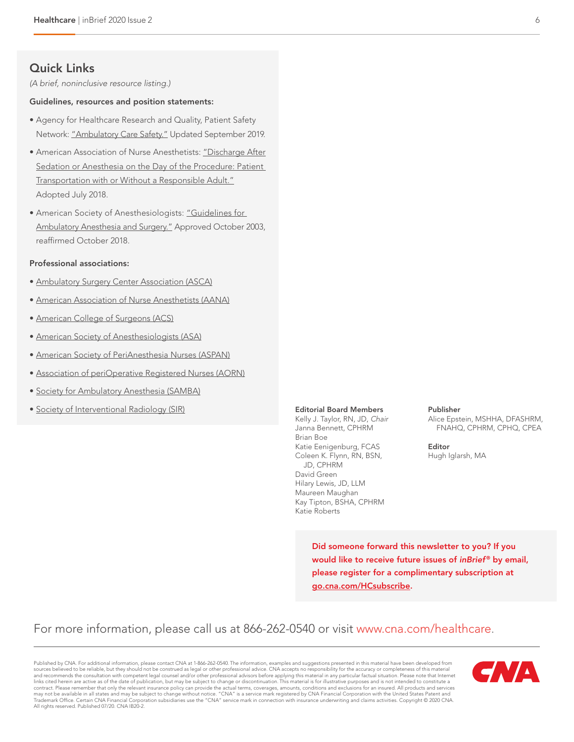## Quick Links

*(A brief, noninclusive resource listing.)*

**Guidelines, resources and position statements:**

- Agency for Healthcare Research and Quality, Patient Safety Network: "Ambulatory Care Safety." Updated September 2019.
- American Association of Nurse Anesthetists: "Discharge After Sedation or Anesthesia on the Day of the Procedure: Patient Transportation with or Without a Responsible Adult." Adopted July 2018.
- American Society of Anesthesiologists: "Guidelines for Ambulatory Anesthesia and Surgery." Approved October 2003, reaffirmed October 2018.

**Professional associations:**

- Ambulatory Surgery Center Association (ASCA)
- American Association of Nurse Anesthetists (AANA)
- American College of Surgeons (ACS)
- American Society of Anesthesiologists (ASA)
- American Society of PeriAnesthesia Nurses (ASPAN)
- Association of periOperative Registered Nurses (AORN)
- Society for Ambulatory Anesthesia (SAMBA)
- Society of Interventional Radiology (SIR)

**Editorial Board Members**
Kelly J. Taylor, RN, JD, *Chair*
Janna Bennett, CPHRM
Brian Boe
Katie Eenigenburg, FCAS
Coleen K. Flynn, RN, BSN, JD, CPHRM
David Green
Hilary Lewis, JD, LLM
Maureen Maughan
Kay Tipton, BSHA, CPHRM
Katie Roberts

**Publisher**
Alice Epstein, MSHHA, DFASHRM, FNAHQ, CPHRM, CPHQ, CPEA

**Editor**
Hugh Iglarsh, MA

**Did someone forward this newsletter to you? If you would like to receive future issues of *inBrief®* by email, please register for a complimentary subscription at go.cna.com/HCsubscribe.**

For more information, please call us at 866-262-0540 or visit www.cna.com/healthcare.

Published by CNA. For additional information, please contact CNA at 1-866-262-0540. The information, examples and suggestions presented in this material have been developed from sources believed to be reliable, but they should not be construed as legal or other professional advice. CNA accepts no responsibility for the accuracy or completeness of this material and recommends the consultation with competent legal counsel and/or other professional advisors before applying this material in any particular factual situation. Please note that Internet links cited herein are active as of the date of publication, but may be subject to change or discontinuation. This material is for illustrative purposes and is not intended to constitute a contract. Please remember that only the relevant insurance policy can provide the actual terms, coverages, amounts, conditions and exclusions for an insured. All products and services may not be available in all states and may be subject to change without notice. "CNA" is a service mark registered by CNA Financial Corporation with the United States Patent and Trademark Office. Certain CNA Financial Corporation subsidiaries use the "CNA" service mark in connection with insurance underwriting and claims activities. Copyright © 2020 CNA. All rights reserved. Published 07/20. CNA IB20-2.